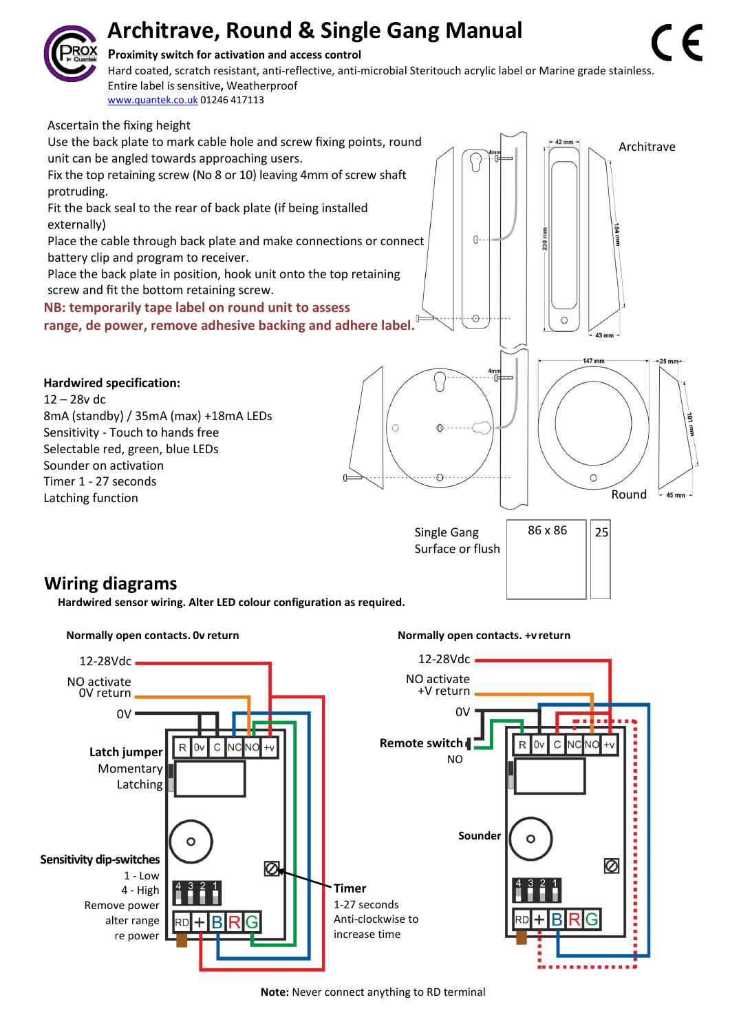# Architrave, Round & Single Gang Manual

**Proximity switch for activation and access control**

Hard coated, scratch resistant, anti-reflective, anti-microbial Steritouch acrylic label or Marine grade stainless. Entire label is sensitive, Weatherproof

www.quantek.co.uk 01246 417113

Ascertain the fixing height

Use the back plate to mark cable hole and screw fixing points, round unit can be angled towards approaching users.

Fix the top retaining screw (No 8 or 10) leaving 4mm of screw shaft protruding.

Fit the back seal to the rear of back plate (if being installed externally)

Place the cable through back plate and make connections or connect battery clip and program to receiver.

Place the back plate in position, hook unit onto the top retaining screw and fit the bottom retaining screw.

**NB: temporarily tape label on round unit to assess range, de power, remove adhesive backing and adhere label.**

Architrave: 42 mm, 230 mm, 194 mm, 43 mm, 4mm

Round: 147 mm, 25 mm, 101 mm, 45 mm, 4mm

Single Gang Surface or flush: 86 x 86, 25

**Hardwired specification:**

12 – 28v dc

8mA (standby) / 35mA (max) +18mA LEDs

Sensitivity - Touch to hands free

Selectable red, green, blue LEDs

Sounder on activation

Timer 1 - 27 seconds

Latching function

## Wiring diagrams

**Hardwired sensor wiring. Alter LED colour configuration as required.**

**Normally open contacts. 0v return**

12-28Vdc

NO activate 0V return

0V

Terminals: R, 0v, C, NC, NO, +v

**Latch jumper** Momentary / Latching

**Sensitivity dip-switches** 1 - Low, 4 - High. Remove power alter range re power

Terminals: RD, +, B, R, G

**Timer** 1-27 seconds Anti-clockwise to increase time

**Normally open contacts. +v return**

12-28Vdc

NO activate +V return

0V

**Remote switch** NO

Terminals: R, 0v, C, NC, NO, +v

**Sounder**

Terminals: RD, +, B, R, G

**Note:** Never connect anything to RD terminal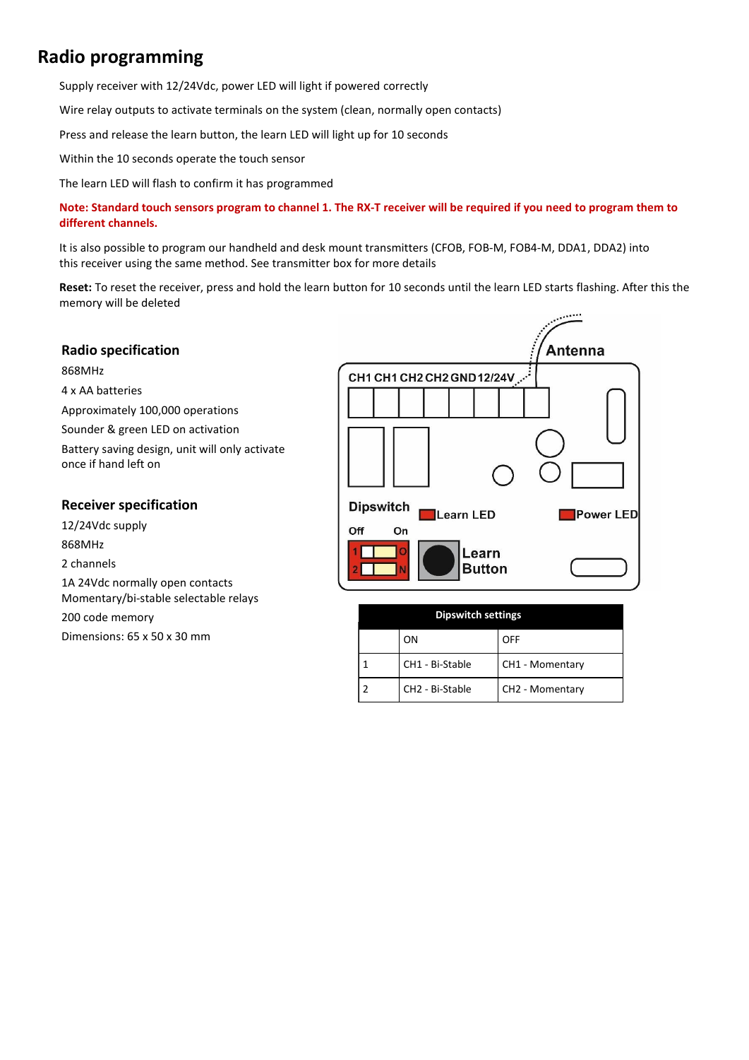## Radio programming

Supply receiver with 12/24Vdc, power LED will light if powered correctly

Wire relay outputs to activate terminals on the system (clean, normally open contacts)

Press and release the learn button, the learn LED will light up for 10 seconds

Within the 10 seconds operate the touch sensor

The learn LED will flash to confirm it has programmed

**Note: Standard touch sensors program to channel 1. The RX-T receiver will be required if you need to program them to different channels.**

It is also possible to program our handheld and desk mount transmitters (CFOB, FOB-M, FOB4-M, DDA1, DDA2) into this receiver using the same method. See transmitter box for more details

**Reset:** To reset the receiver, press and hold the learn button for 10 seconds until the learn LED starts flashing. After this the memory will be deleted

### Radio specification

868MHz

4 x AA batteries

Approximately 100,000 operations

Sounder & green LED on activation

Battery saving design, unit will only activate once if hand left on

### Receiver specification

12/24Vdc supply

868MHz

2 channels

1A 24Vdc normally open contacts
Momentary/bi-stable selectable relays

200 code memory

Dimensions: 65 x 50 x 30 mm

Antenna

CH1 CH1 CH2 CH2 GND 12/24V

Dipswitch

Off On

1 2

ON

Learn LED

Learn Button

Power LED

| Dipswitch settings | | |
|---|---|---|
| | ON | OFF |
| 1 | CH1 - Bi-Stable | CH1 - Momentary |
| 2 | CH2 - Bi-Stable | CH2 - Momentary |